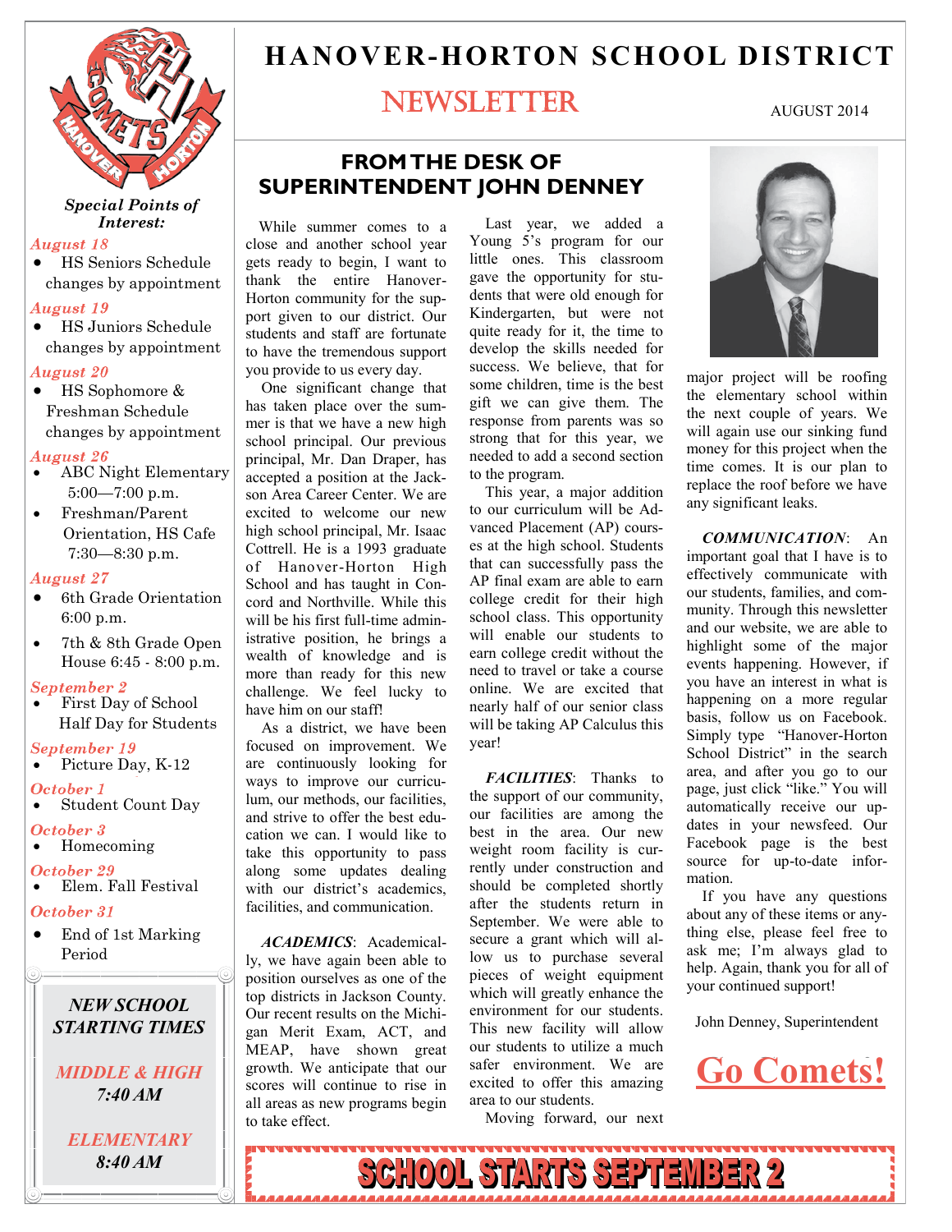# HANOVER-HORTON SCHOOL DISTRICT

## NEWSLETTER

AUGUST 2014

**Special Points of Interest:**

*August 18*
- HS Seniors Schedule changes by appointment

*August 19*
- HS Juniors Schedule changes by appointment

*August 20*
- HS Sophomore & Freshman Schedule changes by appointment

*August 26*
- ABC Night Elementary 5:00—7:00 p.m.
- Freshman/Parent Orientation, HS Cafe 7:30—8:30 p.m.

*August 27*
- 6th Grade Orientation 6:00 p.m.
- 7th & 8th Grade Open House 6:45 - 8:00 p.m.

*September 2*
- First Day of School Half Day for Students

*September 19*
- Picture Day, K-12

*October 1*
- Student Count Day

*October 3*
- Homecoming

*October 29*
- Elem. Fall Festival

*October 31*
- End of 1st Marking Period

***NEW SCHOOL STARTING TIMES***

***MIDDLE & HIGH***
*7:40 AM*

***ELEMENTARY***
*8:40 AM*

## FROM THE DESK OF SUPERINTENDENT JOHN DENNEY

While summer comes to a close and another school year gets ready to begin, I want to thank the entire Hanover-Horton community for the support given to our district. Our students and staff are fortunate to have the tremendous support you provide to us every day.

One significant change that has taken place over the summer is that we have a new high school principal. Our previous principal, Mr. Dan Draper, has accepted a position at the Jackson Area Career Center. We are excited to welcome our new high school principal, Mr. Isaac Cottrell. He is a 1993 graduate of Hanover-Horton High School and has taught in Concord and Northville. While this will be his first full-time administrative position, he brings a wealth of knowledge and is more than ready for this new challenge. We feel lucky to have him on our staff!

As a district, we have been focused on improvement. We are continuously looking for ways to improve our curriculum, our methods, our facilities, and strive to offer the best education we can. I would like to take this opportunity to pass along some updates dealing with our district's academics, facilities, and communication.

***ACADEMICS***: Academically, we have again been able to position ourselves as one of the top districts in Jackson County. Our recent results on the Michigan Merit Exam, ACT, and MEAP, have shown great growth. We anticipate that our scores will continue to rise in all areas as new programs begin to take effect.

Last year, we added a Young 5's program for our little ones. This classroom gave the opportunity for students that were old enough for Kindergarten, but were not quite ready for it, the time to develop the skills needed for success. We believe, that for some children, time is the best gift we can give them. The response from parents was so strong that for this year, we needed to add a second section to the program.

This year, a major addition to our curriculum will be Advanced Placement (AP) courses at the high school. Students that can successfully pass the AP final exam are able to earn college credit for their high school class. This opportunity will enable our students to earn college credit without the need to travel or take a course online. We are excited that nearly half of our senior class will be taking AP Calculus this year!

***FACILITIES***: Thanks to the support of our community, our facilities are among the best in the area. Our new weight room facility is currently under construction and should be completed shortly after the students return in September. We were able to secure a grant which will allow us to purchase several pieces of weight equipment which will greatly enhance the environment for our students. This new facility will allow our students to utilize a much safer environment. We are excited to offer this amazing area to our students.

Moving forward, our next major project will be roofing the elementary school within the next couple of years. We will again use our sinking fund money for this project when the time comes. It is our plan to replace the roof before we have any significant leaks.

***COMMUNICATION***: An important goal that I have is to effectively communicate with our students, families, and community. Through this newsletter and our website, we are able to highlight some of the major events happening. However, if you have an interest in what is happening on a more regular basis, follow us on Facebook. Simply type "Hanover-Horton School District" in the search area, and after you go to our page, just click "like." You will automatically receive our updates in your newsfeed. Our Facebook page is the best source for up-to-date information.

If you have any questions about any of these items or anything else, please feel free to ask me; I'm always glad to help. Again, thank you for all of your continued support!

John Denney, Superintendent

**Go Comets!**

**SCHOOL STARTS SEPTEMBER 2**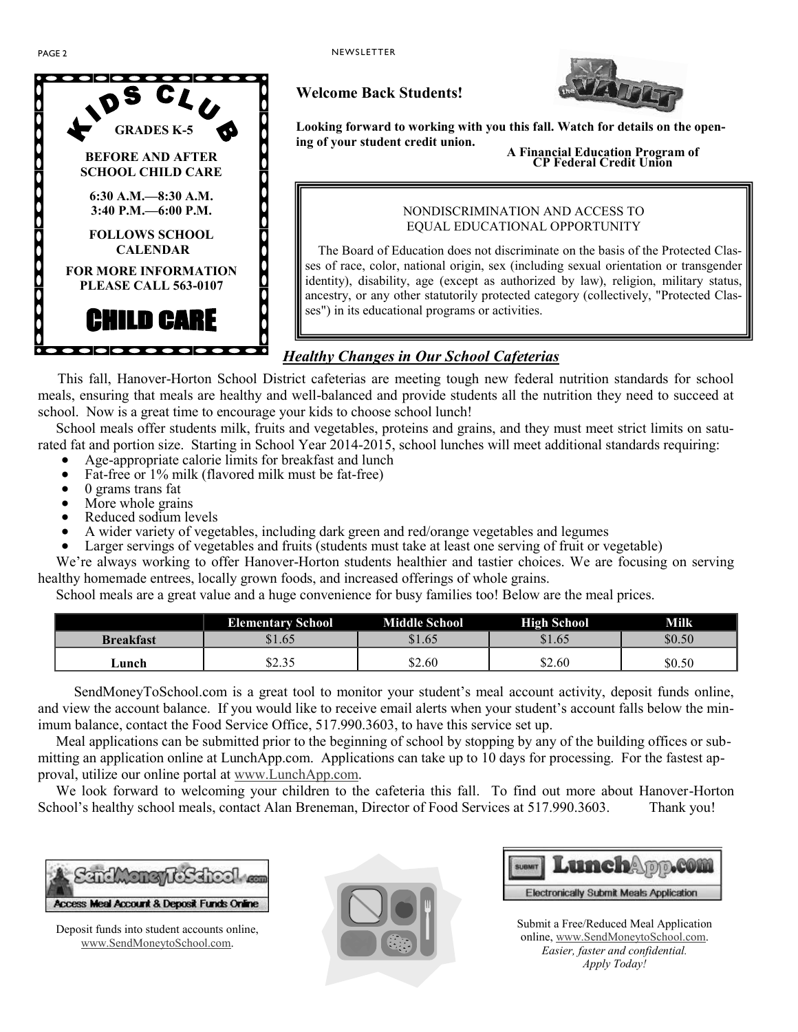## KIDS CLUB

**GRADES K-5**

**BEFORE AND AFTER SCHOOL CHILD CARE**

**6:30 A.M.—8:30 A.M.**
**3:40 P.M.—6:00 P.M.**

**FOLLOWS SCHOOL CALENDAR**

**FOR MORE INFORMATION PLEASE CALL 563-0107**

**CHILD CARE**

### Welcome Back Students!

**Looking forward to working with you this fall. Watch for details on the opening of your student credit union.**

**A Financial Education Program of CP Federal Credit Union**

NONDISCRIMINATION AND ACCESS TO EQUAL EDUCATIONAL OPPORTUNITY

The Board of Education does not discriminate on the basis of the Protected Classes of race, color, national origin, sex (including sexual orientation or transgender identity), disability, age (except as authorized by law), religion, military status, ancestry, or any other statutorily protected category (collectively, "Protected Classes") in its educational programs or activities.

### ***Healthy Changes in Our School Cafeterias***

This fall, Hanover-Horton School District cafeterias are meeting tough new federal nutrition standards for school meals, ensuring that meals are healthy and well-balanced and provide students all the nutrition they need to succeed at school. Now is a great time to encourage your kids to choose school lunch!

School meals offer students milk, fruits and vegetables, proteins and grains, and they must meet strict limits on saturated fat and portion size. Starting in School Year 2014-2015, school lunches will meet additional standards requiring:

- Age-appropriate calorie limits for breakfast and lunch
- Fat-free or 1% milk (flavored milk must be fat-free)
- 0 grams trans fat
- More whole grains
- Reduced sodium levels
- A wider variety of vegetables, including dark green and red/orange vegetables and legumes
- Larger servings of vegetables and fruits (students must take at least one serving of fruit or vegetable)

We're always working to offer Hanover-Horton students healthier and tastier choices. We are focusing on serving healthy homemade entrees, locally grown foods, and increased offerings of whole grains.

School meals are a great value and a huge convenience for busy families too! Below are the meal prices.

| | Elementary School | Middle School | High School | Milk |
|---|---|---|---|---|
| **Breakfast** | $1.65 | $1.65 | $1.65 | $0.50 |
| **Lunch** | $2.35 | $2.60 | $2.60 | $0.50 |

SendMoneyToSchool.com is a great tool to monitor your student's meal account activity, deposit funds online, and view the account balance. If you would like to receive email alerts when your student's account falls below the minimum balance, contact the Food Service Office, 517.990.3603, to have this service set up.

Meal applications can be submitted prior to the beginning of school by stopping by any of the building offices or submitting an application online at LunchApp.com. Applications can take up to 10 days for processing. For the fastest approval, utilize our online portal at www.LunchApp.com.

We look forward to welcoming your children to the cafeteria this fall. To find out more about Hanover-Horton School's healthy school meals, contact Alan Breneman, Director of Food Services at 517.990.3603. Thank you!

SendMoneyToSchool.com — Access Meal Account & Deposit Funds Online

Deposit funds into student accounts online, www.SendMoneytoSchool.com.

LunchApp.com — Electronically Submit Meals Application

Submit a Free/Reduced Meal Application online, www.SendMoneytoSchool.com. *Easier, faster and confidential. Apply Today!*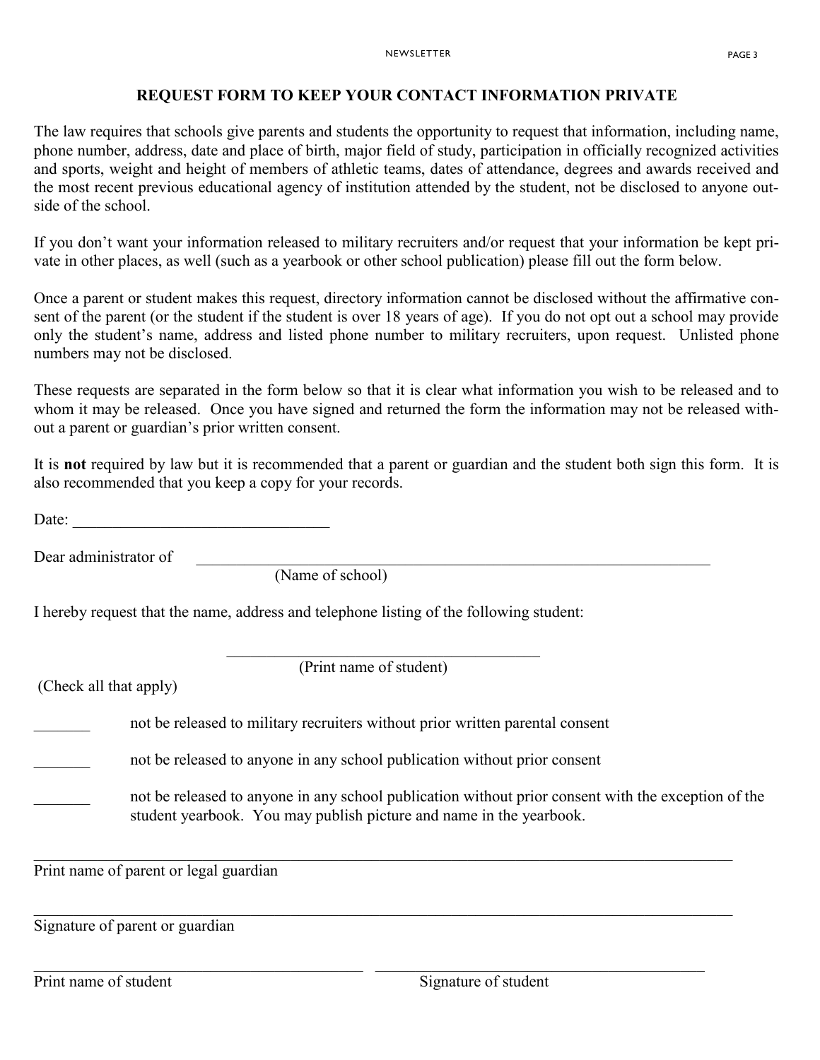## REQUEST FORM TO KEEP YOUR CONTACT INFORMATION PRIVATE

The law requires that schools give parents and students the opportunity to request that information, including name, phone number, address, date and place of birth, major field of study, participation in officially recognized activities and sports, weight and height of members of athletic teams, dates of attendance, degrees and awards received and the most recent previous educational agency of institution attended by the student, not be disclosed to anyone outside of the school.

If you don't want your information released to military recruiters and/or request that your information be kept private in other places, as well (such as a yearbook or other school publication) please fill out the form below.

Once a parent or student makes this request, directory information cannot be disclosed without the affirmative consent of the parent (or the student if the student is over 18 years of age). If you do not opt out a school may provide only the student's name, address and listed phone number to military recruiters, upon request. Unlisted phone numbers may not be disclosed.

These requests are separated in the form below so that it is clear what information you wish to be released and to whom it may be released. Once you have signed and returned the form the information may not be released without a parent or guardian's prior written consent.

It is **not** required by law but it is recommended that a parent or guardian and the student both sign this form. It is also recommended that you keep a copy for your records.

Date: ________________________________

Dear administrator of ______________________________________________________________________
(Name of school)

I hereby request that the name, address and telephone listing of the following student:

__________________________________________
(Print name of student)

(Check all that apply)

_______ not be released to military recruiters without prior written parental consent

_______ not be released to anyone in any school publication without prior consent

_______ not be released to anyone in any school publication without prior consent with the exception of the student yearbook. You may publish picture and name in the yearbook.

______________________________________________________________________________________
Print name of parent or legal guardian

______________________________________________________________________________________
Signature of parent or guardian

____________________________________________ ____________________________________________
Print name of student Signature of student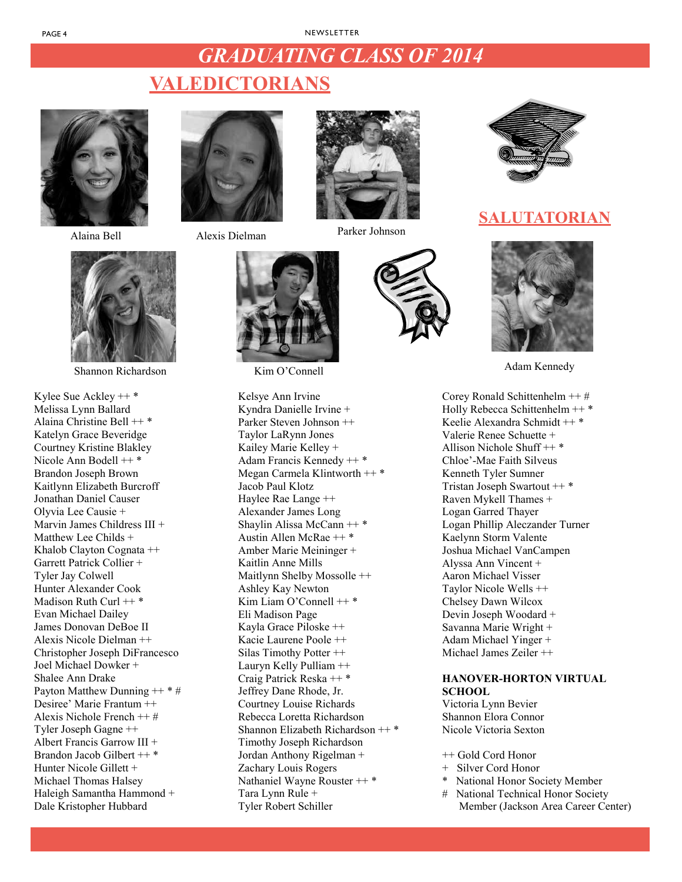# GRADUATING CLASS OF 2014

## VALEDICTORIANS

Alaina Bell

Alexis Dielman

Parker Johnson

Shannon Richardson

Kim O'Connell

## SALUTATORIAN

Adam Kennedy

Kylee Sue Ackley ++ *
Melissa Lynn Ballard
Alaina Christine Bell ++ *
Katelyn Grace Beveridge
Courtney Kristine Blakley
Nicole Ann Bodell ++ *
Brandon Joseph Brown
Kaitlynn Elizabeth Burcroff
Jonathan Daniel Causer
Olyvia Lee Causie +
Marvin James Childress III +
Matthew Lee Childs +
Khalob Clayton Cognata ++
Garrett Patrick Collier +
Tyler Jay Colwell
Hunter Alexander Cook
Madison Ruth Curl ++ *
Evan Michael Dailey
James Donovan DeBoe II
Alexis Nicole Dielman ++
Christopher Joseph DiFrancesco
Joel Michael Dowker +
Shalee Ann Drake
Payton Matthew Dunning ++ * #
Desiree' Marie Frantum ++
Alexis Nichole French ++ #
Tyler Joseph Gagne ++
Albert Francis Garrow III +
Brandon Jacob Gilbert ++ *
Hunter Nicole Gillett +
Michael Thomas Halsey
Haleigh Samantha Hammond +
Dale Kristopher Hubbard

Kelsye Ann Irvine
Kyndra Danielle Irvine +
Parker Steven Johnson ++
Taylor LaRynn Jones
Kailey Marie Kelley +
Adam Francis Kennedy ++ *
Megan Carmela Klintworth ++ *
Jacob Paul Klotz
Haylee Rae Lange ++
Alexander James Long
Shaylin Alissa McCann ++ *
Austin Allen McRae ++ *
Amber Marie Meininger +
Kaitlin Anne Mills
Maitlynn Shelby Mossolle ++
Ashley Kay Newton
Kim Liam O'Connell ++ *
Eli Madison Page
Kayla Grace Piloske ++
Kacie Laurene Poole ++
Silas Timothy Potter ++
Lauryn Kelly Pulliam ++
Craig Patrick Reska ++ *
Jeffrey Dane Rhode, Jr.
Courtney Louise Richards
Rebecca Loretta Richardson
Shannon Elizabeth Richardson ++ *
Timothy Joseph Richardson
Jordan Anthony Rigelman +
Zachary Louis Rogers
Nathaniel Wayne Rouster ++ *
Tara Lynn Rule +
Tyler Robert Schiller

Corey Ronald Schittenhelm ++ #
Holly Rebecca Schittenhelm ++ *
Keelie Alexandra Schmidt ++ *
Valerie Renee Schuette +
Allison Nichole Shuff ++ *
Chloe'-Mae Faith Silveus
Kenneth Tyler Sumner
Tristan Joseph Swartout ++ *
Raven Mykell Thames +
Logan Garred Thayer
Logan Phillip Aleczander Turner
Kaelynn Storm Valente
Joshua Michael VanCampen
Alyssa Ann Vincent +
Aaron Michael Visser
Taylor Nicole Wells ++
Chelsey Dawn Wilcox
Devin Joseph Woodard +
Savanna Marie Wright +
Adam Michael Yinger +
Michael James Zeiler ++

**HANOVER-HORTON VIRTUAL SCHOOL**

Victoria Lynn Bevier
Shannon Elora Connor
Nicole Victoria Sexton

++ Gold Cord Honor
+ Silver Cord Honor
* National Honor Society Member
# National Technical Honor Society Member (Jackson Area Career Center)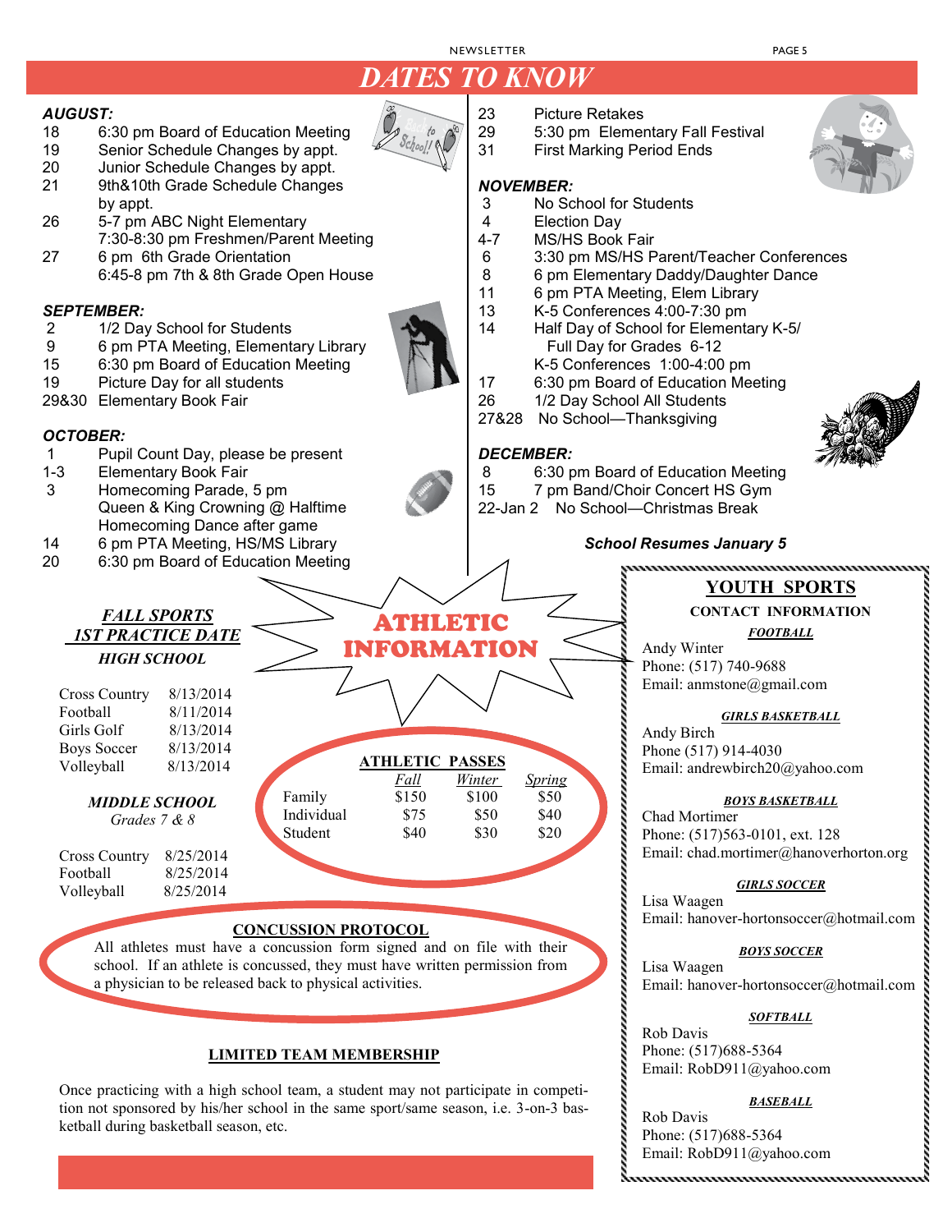# DATES TO KNOW

***AUGUST:***

18 6:30 pm Board of Education Meeting
19 Senior Schedule Changes by appt.
20 Junior Schedule Changes by appt.
21 9th&10th Grade Schedule Changes by appt.
26 5-7 pm ABC Night Elementary
7:30-8:30 pm Freshmen/Parent Meeting
27 6 pm 6th Grade Orientation
6:45-8 pm 7th & 8th Grade Open House

***SEPTEMBER:***

2 1/2 Day School for Students
9 6 pm PTA Meeting, Elementary Library
15 6:30 pm Board of Education Meeting
19 Picture Day for all students
29&30 Elementary Book Fair

***OCTOBER:***

1 Pupil Count Day, please be present
1-3 Elementary Book Fair
3 Homecoming Parade, 5 pm
Queen & King Crowning @ Halftime
Homecoming Dance after game
14 6 pm PTA Meeting, HS/MS Library
20 6:30 pm Board of Education Meeting
23 Picture Retakes
29 5:30 pm Elementary Fall Festival
31 First Marking Period Ends

***NOVEMBER:***

3 No School for Students
4 Election Day
4-7 MS/HS Book Fair
6 3:30 pm MS/HS Parent/Teacher Conferences
8 6 pm Elementary Daddy/Daughter Dance
11 6 pm PTA Meeting, Elem Library
13 K-5 Conferences 4:00-7:30 pm
14 Half Day of School for Elementary K-5/
Full Day for Grades 6-12
K-5 Conferences 1:00-4:00 pm
17 6:30 pm Board of Education Meeting
26 1/2 Day School All Students
27&28 No School—Thanksgiving

***DECEMBER:***

8 6:30 pm Board of Education Meeting
15 7 pm Band/Choir Concert HS Gym
22-Jan 2 No School—Christmas Break

***School Resumes January 5***

## ATHLETIC INFORMATION

### *FALL SPORTS 1ST PRACTICE DATE*

***HIGH SCHOOL***

| Sport | Date |
|---|---|
| Cross Country | 8/13/2014 |
| Football | 8/11/2014 |
| Girls Golf | 8/13/2014 |
| Boys Soccer | 8/13/2014 |
| Volleyball | 8/13/2014 |

***MIDDLE SCHOOL***
*Grades 7 & 8*

| Sport | Date |
|---|---|
| Cross Country | 8/25/2014 |
| Football | 8/25/2014 |
| Volleyball | 8/25/2014 |

### ATHLETIC PASSES

| | Fall | Winter | Spring |
|---|---|---|---|
| Family | $150 | $100 | $50 |
| Individual | $75 | $50 | $40 |
| Student | $40 | $30 | $20 |

### CONCUSSION PROTOCOL

All athletes must have a concussion form signed and on file with their school. If an athlete is concussed, they must have written permission from a physician to be released back to physical activities.

### LIMITED TEAM MEMBERSHIP

Once practicing with a high school team, a student may not participate in competition not sponsored by his/her school in the same sport/same season, i.e. 3-on-3 basketball during basketball season, etc.

## YOUTH SPORTS

**CONTACT INFORMATION**

***FOOTBALL***
Andy Winter
Phone: (517) 740-9688
Email: anmstone@gmail.com

***GIRLS BASKETBALL***
Andy Birch
Phone (517) 914-4030
Email: andrewbirch20@yahoo.com

***BOYS BASKETBALL***
Chad Mortimer
Phone: (517)563-0101, ext. 128
Email: chad.mortimer@hanoverhorton.org

***GIRLS SOCCER***
Lisa Waagen
Email: hanover-hortonsoccer@hotmail.com

***BOYS SOCCER***
Lisa Waagen
Email: hanover-hortonsoccer@hotmail.com

***SOFTBALL***
Rob Davis
Phone: (517)688-5364
Email: RobD911@yahoo.com

***BASEBALL***
Rob Davis
Phone: (517)688-5364
Email: RobD911@yahoo.com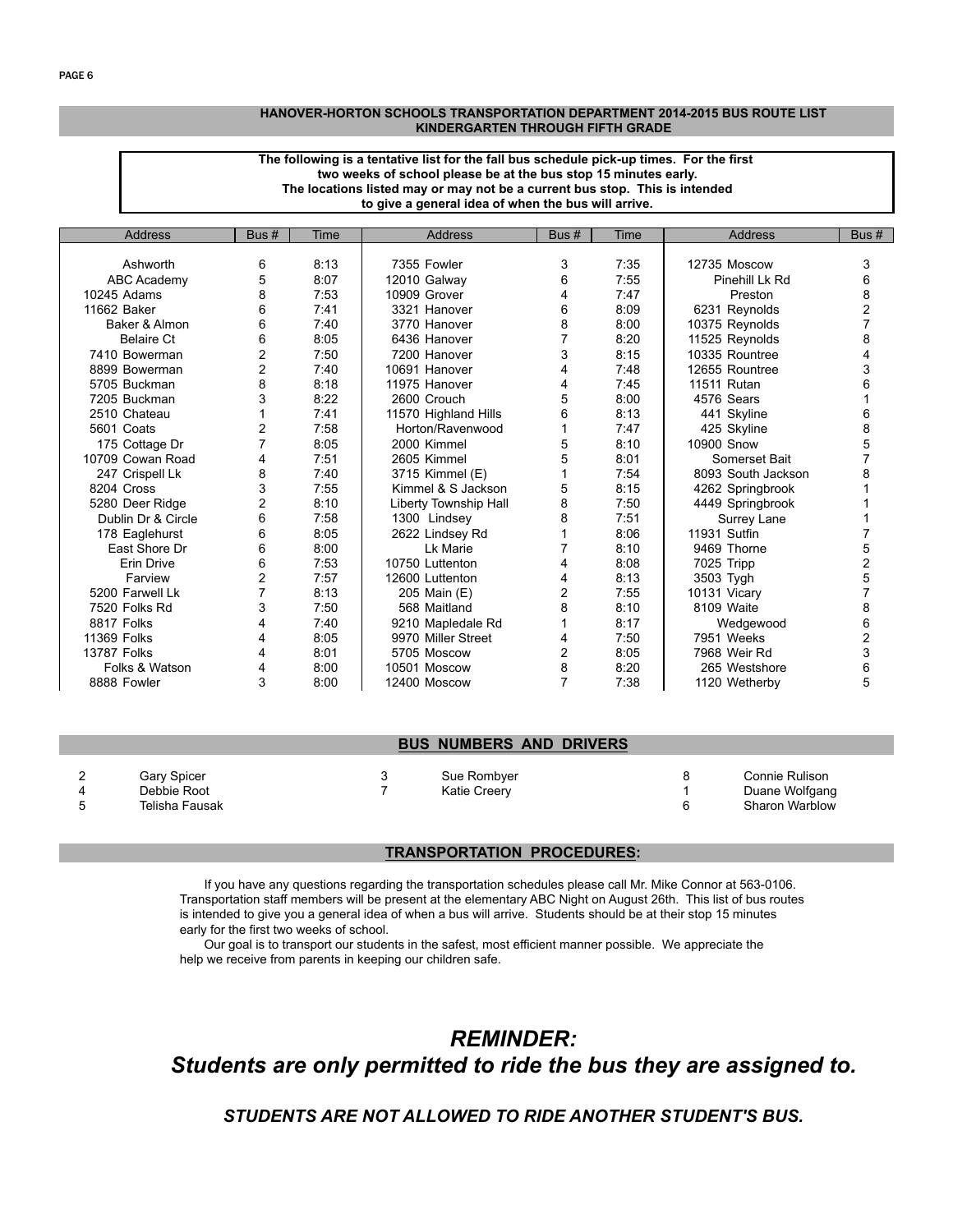## HANOVER-HORTON SCHOOLS TRANSPORTATION DEPARTMENT 2014-2015 BUS ROUTE LIST
## KINDERGARTEN THROUGH FIFTH GRADE

**The following is a tentative list for the fall bus schedule pick-up times. For the first two weeks of school please be at the bus stop 15 minutes early. The locations listed may or may not be a current bus stop. This is intended to give a general idea of when the bus will arrive.**

| Address | Bus # | Time | Address | Bus # | Time | Address | Bus # |
|---|---|---|---|---|---|---|---|
| Ashworth | 6 | 8:13 | 7355 Fowler | 3 | 7:35 | 12735 Moscow | 3 |
| ABC Academy | 5 | 8:07 | 12010 Galway | 6 | 7:55 | Pinehill Lk Rd | 6 |
| 10245 Adams | 8 | 7:53 | 10909 Grover | 4 | 7:47 | Preston | 8 |
| 11662 Baker | 6 | 7:41 | 3321 Hanover | 6 | 8:09 | 6231 Reynolds | 2 |
| Baker & Almon | 6 | 7:40 | 3770 Hanover | 8 | 8:00 | 10375 Reynolds | 7 |
| Belaire Ct | 6 | 8:05 | 6436 Hanover | 7 | 8:20 | 11525 Reynolds | 8 |
| 7410 Bowerman | 2 | 7:50 | 7200 Hanover | 3 | 8:15 | 10335 Rountree | 4 |
| 8899 Bowerman | 2 | 7:40 | 10691 Hanover | 4 | 7:48 | 12655 Rountree | 3 |
| 5705 Buckman | 8 | 8:18 | 11975 Hanover | 4 | 7:45 | 11511 Rutan | 6 |
| 7205 Buckman | 3 | 8:22 | 2600 Crouch | 5 | 8:00 | 4576 Sears | 1 |
| 2510 Chateau | 1 | 7:41 | 11570 Highland Hills | 6 | 8:13 | 441 Skyline | 6 |
| 5601 Coats | 2 | 7:58 | Horton/Ravenwood | 1 | 7:47 | 425 Skyline | 8 |
| 175 Cottage Dr | 7 | 8:05 | 2000 Kimmel | 5 | 8:10 | 10900 Snow | 5 |
| 10709 Cowan Road | 4 | 7:51 | 2605 Kimmel | 5 | 8:01 | Somerset Bait | 7 |
| 247 Crispell Lk | 8 | 7:40 | 3715 Kimmel (E) | 1 | 7:54 | 8093 South Jackson | 8 |
| 8204 Cross | 3 | 7:55 | Kimmel & S Jackson | 5 | 8:15 | 4262 Springbrook | 1 |
| 5280 Deer Ridge | 2 | 8:10 | Liberty Township Hall | 8 | 7:50 | 4449 Springbrook | 1 |
| Dublin Dr & Circle | 6 | 7:58 | 1300 Lindsey | 8 | 7:51 | Surrey Lane | 1 |
| 178 Eaglehurst | 6 | 8:05 | 2622 Lindsey Rd | 1 | 8:06 | 11931 Sutfin | 7 |
| East Shore Dr | 6 | 8:00 | Lk Marie | 7 | 8:10 | 9469 Thorne | 5 |
| Erin Drive | 6 | 7:53 | 10750 Luttenton | 4 | 8:08 | 7025 Tripp | 2 |
| Farview | 2 | 7:57 | 12600 Luttenton | 4 | 8:13 | 3503 Tygh | 5 |
| 5200 Farwell Lk | 7 | 8:13 | 205 Main (E) | 2 | 7:55 | 10131 Vicary | 7 |
| 7520 Folks Rd | 3 | 7:50 | 568 Maitland | 8 | 8:10 | 8109 Waite | 8 |
| 8817 Folks | 4 | 7:40 | 9210 Mapledale Rd | 1 | 8:17 | Wedgewood | 6 |
| 11369 Folks | 4 | 8:05 | 9970 Miller Street | 4 | 7:50 | 7951 Weeks | 2 |
| 13787 Folks | 4 | 8:01 | 5705 Moscow | 2 | 8:05 | 7968 Weir Rd | 3 |
| Folks & Watson | 4 | 8:00 | 10501 Moscow | 8 | 8:20 | 265 Westshore | 6 |
| 8888 Fowler | 3 | 8:00 | 12400 Moscow | 7 | 7:38 | 1120 Wetherby | 5 |

## BUS NUMBERS AND DRIVERS

| Bus | Driver | Bus | Driver | Bus | Driver |
|---|---|---|---|---|---|
| 2 | Gary Spicer | 3 | Sue Rombyer | 8 | Connie Rulison |
| 4 | Debbie Root | 7 | Katie Creery | 1 | Duane Wolfgang |
| 5 | Telisha Fausak | | | 6 | Sharon Warblow |

## TRANSPORTATION PROCEDURES:

If you have any questions regarding the transportation schedules please call Mr. Mike Connor at 563-0106. Transportation staff members will be present at the elementary ABC Night on August 26th. This list of bus routes is intended to give you a general idea of when a bus will arrive. Students should be at their stop 15 minutes early for the first two weeks of school.

Our goal is to transport our students in the safest, most efficient manner possible. We appreciate the help we receive from parents in keeping our children safe.

# *REMINDER:*
# *Students are only permitted to ride the bus they are assigned to.*

***STUDENTS ARE NOT ALLOWED TO RIDE ANOTHER STUDENT'S BUS.***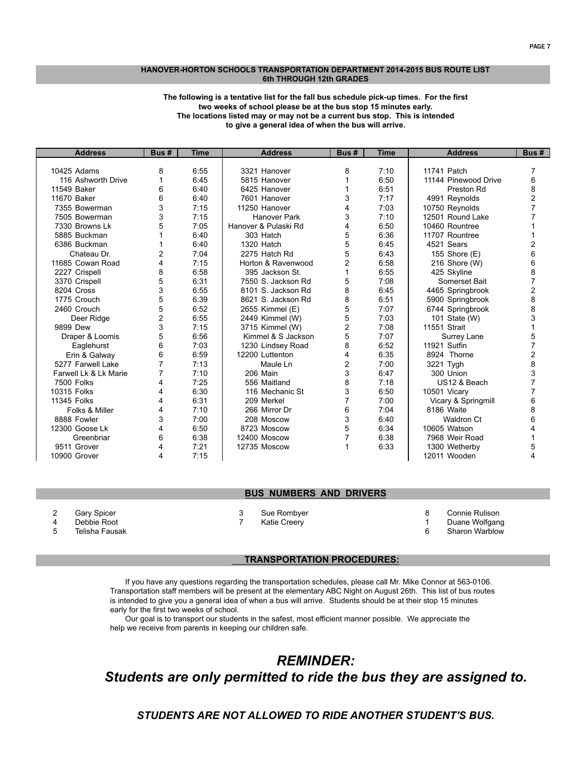## HANOVER-HORTON SCHOOLS TRANSPORTATION DEPARTMENT 2014-2015 BUS ROUTE LIST
## 6th THROUGH 12th GRADES

**The following is a tentative list for the fall bus schedule pick-up times. For the first two weeks of school please be at the bus stop 15 minutes early. The locations listed may or may not be a current bus stop. This is intended to give a general idea of when the bus will arrive.**

| Address | Bus # | Time | Address | Bus # | Time | Address | Bus # |
|---|---|---|---|---|---|---|---|
| 10425 Adams | 8 | 6:55 | 3321 Hanover | 8 | 7:10 | 11741 Patch | 7 |
| 116 Ashworth Drive | 1 | 6:45 | 5815 Hanover | 1 | 6:50 | 11144 Pinewood Drive | 6 |
| 11549 Baker | 6 | 6:40 | 6425 Hanover | 1 | 6:51 | Preston Rd | 8 |
| 11670 Baker | 6 | 6:40 | 7601 Hanover | 3 | 7:17 | 4991 Reynolds | 2 |
| 7355 Bowerman | 3 | 7:15 | 11250 Hanover | 4 | 7:03 | 10750 Reynolds | 7 |
| 7505 Bowerman | 3 | 7:15 | Hanover Park | 3 | 7:10 | 12501 Round Lake | 7 |
| 7330 Browns Lk | 5 | 7:05 | Hanover & Pulaski Rd | 4 | 6:50 | 10460 Rountree | 1 |
| 5885 Buckman | 1 | 6:40 | 303 Hatch | 5 | 6:36 | 11707 Rountree | 1 |
| 6386 Buckman | 1 | 6:40 | 1320 Hatch | 5 | 6:45 | 4521 Sears | 2 |
| Chateau Dr. | 2 | 7:04 | 2275 Hatch Rd | 5 | 6:43 | 155 Shore (E) | 6 |
| 11685 Cowan Road | 4 | 7:15 | Horton & Ravenwood | 2 | 6:58 | 216 Shore (W) | 6 |
| 2227 Crispell | 8 | 6:58 | 395 Jackson St. | 1 | 6:55 | 425 Skyline | 8 |
| 3370 Crispell | 5 | 6:31 | 7550 S. Jackson Rd | 5 | 7:08 | Somerset Bait | 7 |
| 8204 Cross | 3 | 6:55 | 8101 S. Jackson Rd | 8 | 6:45 | 4465 Springbrook | 2 |
| 1775 Crouch | 5 | 6:39 | 8621 S. Jackson Rd | 8 | 6:51 | 5900 Springbrook | 8 |
| 2460 Crouch | 5 | 6:52 | 2655 Kimmel (E) | 5 | 7:07 | 6744 Springbrook | 8 |
| Deer Ridge | 2 | 6:55 | 2449 Kimmel (W) | 5 | 7:03 | 101 State (W) | 3 |
| 9899 Dew | 3 | 7:15 | 3715 Kimmel (W) | 2 | 7:08 | 11551 Strait | 1 |
| Draper & Loomis | 5 | 6:56 | Kimmel & S Jackson | 5 | 7:07 | Surrey Lane | 5 |
| Eaglehurst | 6 | 7:03 | 1230 Lindsey Road | 8 | 6:52 | 11921 Sutfin | 7 |
| Erin & Galway | 6 | 6:59 | 12200 Luttenton | 4 | 6:35 | 8924 Thorne | 2 |
| 5277 Farwell Lake | 7 | 7:13 | Maule Ln | 2 | 7:00 | 3221 Tygh | 8 |
| Farwell Lk & Lk Marie | 7 | 7:10 | 206 Main | 3 | 6:47 | 300 Union | 3 |
| 7500 Folks | 4 | 7:25 | 556 Maitland | 8 | 7:18 | US12 & Beach | 7 |
| 10315 Folks | 4 | 6:30 | 116 Mechanic St | 3 | 6:50 | 10501 Vicary | 7 |
| 11345 Folks | 4 | 6:31 | 209 Merkel | 7 | 7:00 | Vicary & Springmill | 6 |
| Folks & Miller | 4 | 7:10 | 266 Mirror Dr | 6 | 7:04 | 8186 Waite | 8 |
| 8888 Fowler | 3 | 7:00 | 208 Moscow | 3 | 6:40 | Waldron Ct | 6 |
| 12300 Goose Lk | 4 | 6:50 | 8723 Moscow | 5 | 6:34 | 10605 Watson | 4 |
| Greenbriar | 6 | 6:38 | 12400 Moscow | 7 | 6:38 | 7968 Weir Road | 1 |
| 9511 Grover | 4 | 7:21 | 12735 Moscow | 1 | 6:33 | 1300 Wetherby | 5 |
| 10900 Grover | 4 | 7:15 | | | | 12011 Wooden | 4 |

## BUS NUMBERS AND DRIVERS

| Bus | Driver |
|---|---|
| 2 | Gary Spicer |
| 4 | Debbie Root |
| 5 | Telisha Fausak |
| 3 | Sue Rombyer |
| 7 | Katie Creery |
| 8 | Connie Rulison |
| 1 | Duane Wolfgang |
| 6 | Sharon Warblow |

## TRANSPORTATION PROCEDURES:

If you have any questions regarding the transportation schedules, please call Mr. Mike Connor at 563-0106. Transportation staff members will be present at the elementary ABC Night on August 26th. This list of bus routes is intended to give you a general idea of when a bus will arrive. Students should be at their stop 15 minutes early for the first two weeks of school.

Our goal is to transport our students in the safest, most efficient manner possible. We appreciate the help we receive from parents in keeping our children safe.

# *REMINDER:*
# *Students are only permitted to ride the bus they are assigned to.*

***STUDENTS ARE NOT ALLOWED TO RIDE ANOTHER STUDENT'S BUS.***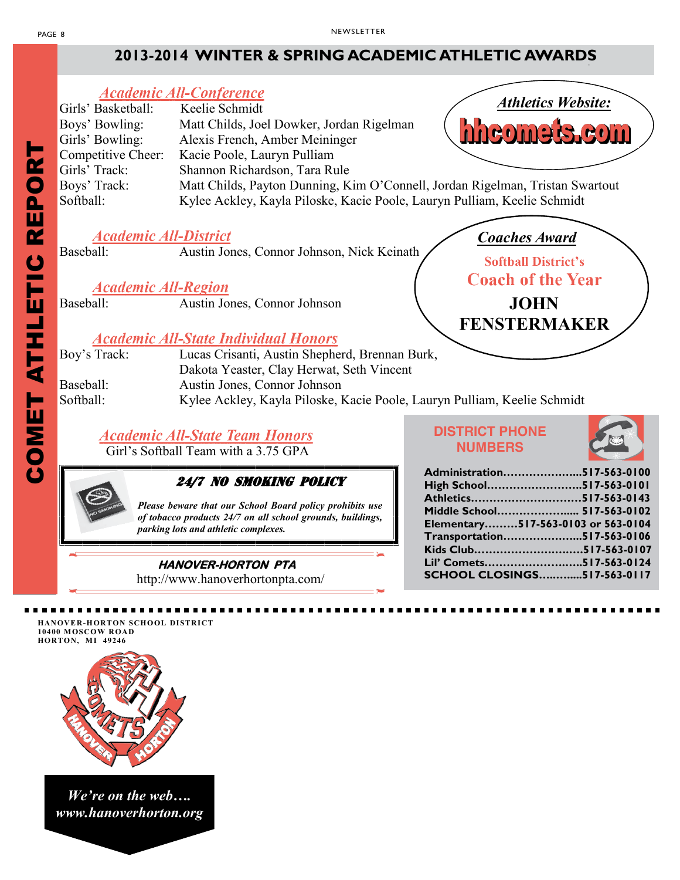# 2013-2014 WINTER & SPRING ACADEMIC ATHLETIC AWARDS

COMET ATHLETIC REPORT

## *Academic All-Conference*

| | |
|---|---|
| Girls' Basketball: | Keelie Schmidt |
| Boys' Bowling: | Matt Childs, Joel Dowker, Jordan Rigelman |
| Girls' Bowling: | Alexis French, Amber Meininger |
| Competitive Cheer: | Kacie Poole, Lauryn Pulliam |
| Girls' Track: | Shannon Richardson, Tara Rule |
| Boys' Track: | Matt Childs, Payton Dunning, Kim O'Connell, Jordan Rigelman, Tristan Swartout |
| Softball: | Kylee Ackley, Kayla Piloske, Kacie Poole, Lauryn Pulliam, Keelie Schmidt |

***Athletics Website:***
**hhcomets.com**

## *Academic All-District*

Baseball: Austin Jones, Connor Johnson, Nick Keinath

***Coaches Award***

Softball District's
Coach of the Year
**JOHN FENSTERMAKER**

## *Academic All-Region*

Baseball: Austin Jones, Connor Johnson

## *Academic All-State Individual Honors*

| | |
|---|---|
| Boy's Track: | Lucas Crisanti, Austin Shepherd, Brennan Burk, Dakota Yeaster, Clay Herwat, Seth Vincent |
| Baseball: | Austin Jones, Connor Johnson |
| Softball: | Kylee Ackley, Kayla Piloske, Kacie Poole, Lauryn Pulliam, Keelie Schmidt |

## *Academic All-State Team Honors*

Girl's Softball Team with a 3.75 GPA

### *24/7 NO SMOKING POLICY*

*Please beware that our School Board policy prohibits use of tobacco products 24/7 on all school grounds, buildings, parking lots and athletic complexes.*

***HANOVER-HORTON PTA***
http://www.hanoverhortonpta.com/

### DISTRICT PHONE NUMBERS

| | |
|---|---|
| **Administration** | **517-563-0100** |
| **High School** | **517-563-0101** |
| **Athletics** | **517-563-0143** |
| **Middle School** | **517-563-0102** |
| **Elementary** | **517-563-0103 or 563-0104** |
| **Transportation** | **517-563-0106** |
| **Kids Club** | **517-563-0107** |
| **Lil' Comets** | **517-563-0124** |
| **SCHOOL CLOSINGS** | **517-563-0117** |

**HANOVER-HORTON SCHOOL DISTRICT**
**10400 MOSCOW ROAD**
**HORTON, MI 49246**

*We're on the web….*
*www.hanoverhorton.org*